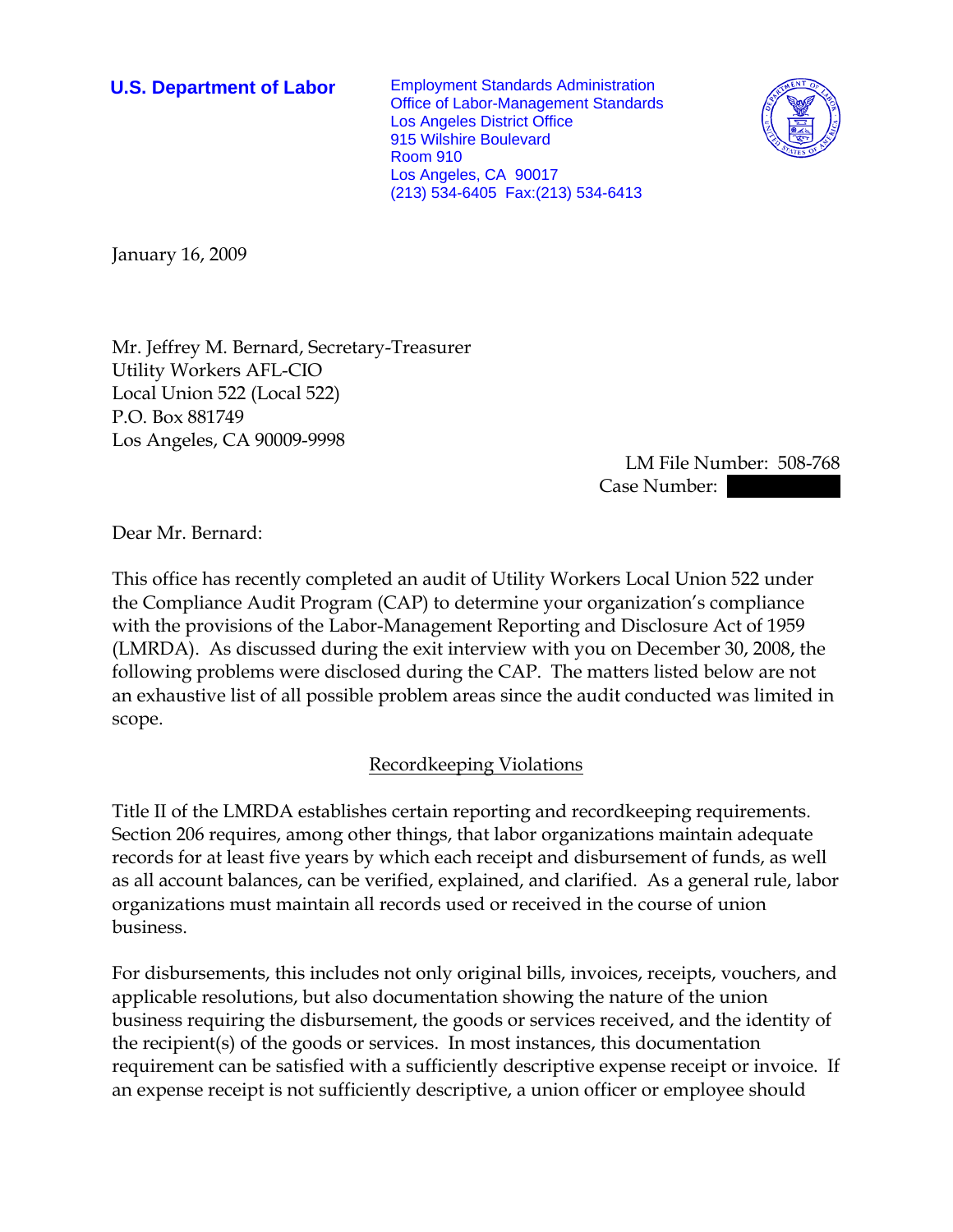**U.S. Department of Labor**

Employment Standards Administration
Office of Labor-Management Standards
Los Angeles District Office
915 Wilshire Boulevard
Room 910
Los Angeles, CA 90017
(213) 534-6405 Fax:(213) 534-6413

January 16, 2009

Mr. Jeffrey M. Bernard, Secretary-Treasurer
Utility Workers AFL-CIO
Local Union 522 (Local 522)
P.O. Box 881749
Los Angeles, CA 90009-9998

LM File Number: 508-768
Case Number:

Dear Mr. Bernard:

This office has recently completed an audit of Utility Workers Local Union 522 under the Compliance Audit Program (CAP) to determine your organization's compliance with the provisions of the Labor-Management Reporting and Disclosure Act of 1959 (LMRDA). As discussed during the exit interview with you on December 30, 2008, the following problems were disclosed during the CAP. The matters listed below are not an exhaustive list of all possible problem areas since the audit conducted was limited in scope.

## Recordkeeping Violations

Title II of the LMRDA establishes certain reporting and recordkeeping requirements. Section 206 requires, among other things, that labor organizations maintain adequate records for at least five years by which each receipt and disbursement of funds, as well as all account balances, can be verified, explained, and clarified. As a general rule, labor organizations must maintain all records used or received in the course of union business.

For disbursements, this includes not only original bills, invoices, receipts, vouchers, and applicable resolutions, but also documentation showing the nature of the union business requiring the disbursement, the goods or services received, and the identity of the recipient(s) of the goods or services. In most instances, this documentation requirement can be satisfied with a sufficiently descriptive expense receipt or invoice. If an expense receipt is not sufficiently descriptive, a union officer or employee should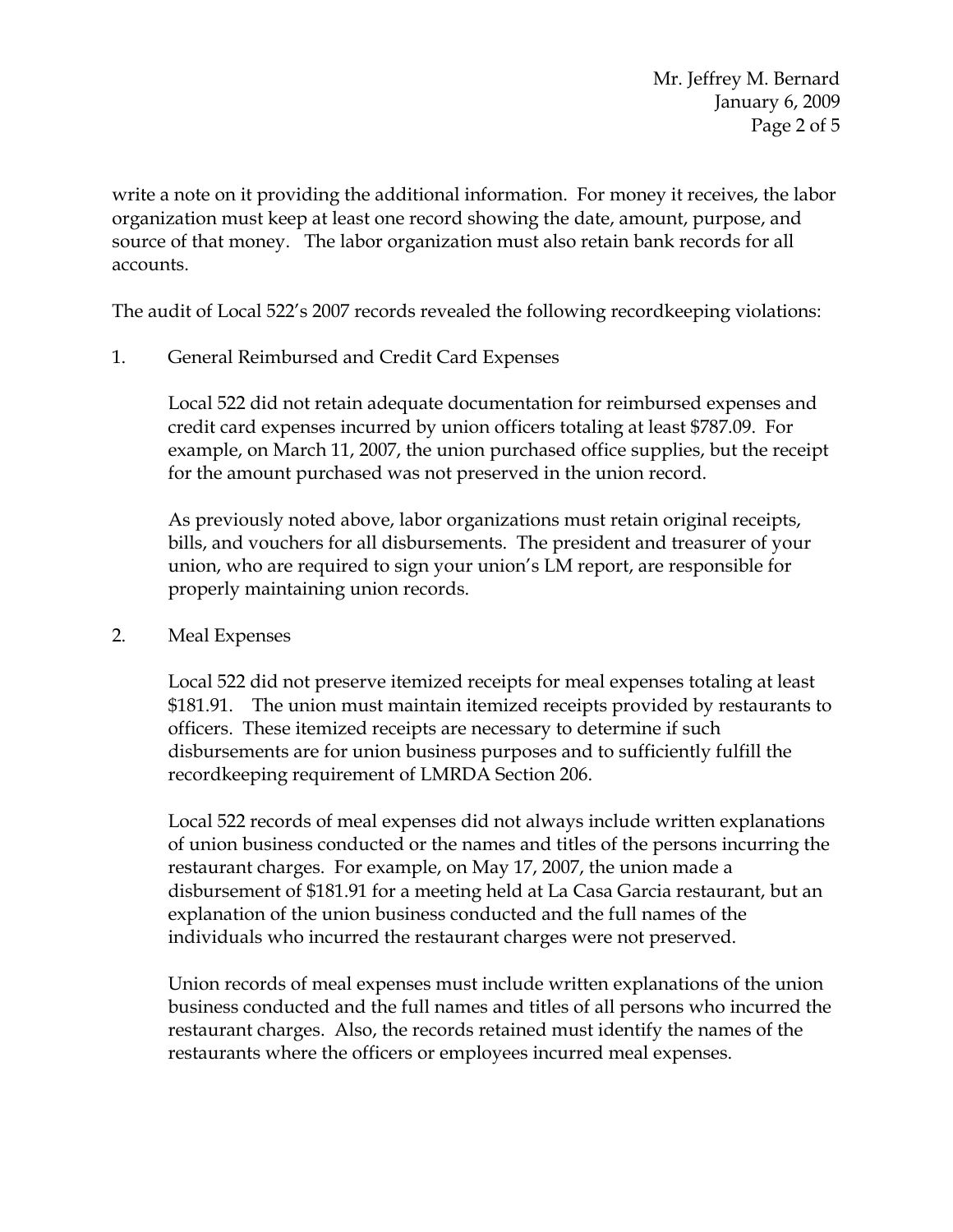write a note on it providing the additional information. For money it receives, the labor organization must keep at least one record showing the date, amount, purpose, and source of that money. The labor organization must also retain bank records for all accounts.

The audit of Local 522's 2007 records revealed the following recordkeeping violations:

1. General Reimbursed and Credit Card Expenses

   Local 522 did not retain adequate documentation for reimbursed expenses and credit card expenses incurred by union officers totaling at least $787.09. For example, on March 11, 2007, the union purchased office supplies, but the receipt for the amount purchased was not preserved in the union record.

   As previously noted above, labor organizations must retain original receipts, bills, and vouchers for all disbursements. The president and treasurer of your union, who are required to sign your union's LM report, are responsible for properly maintaining union records.

2. Meal Expenses

   Local 522 did not preserve itemized receipts for meal expenses totaling at least $181.91. The union must maintain itemized receipts provided by restaurants to officers. These itemized receipts are necessary to determine if such disbursements are for union business purposes and to sufficiently fulfill the recordkeeping requirement of LMRDA Section 206.

   Local 522 records of meal expenses did not always include written explanations of union business conducted or the names and titles of the persons incurring the restaurant charges. For example, on May 17, 2007, the union made a disbursement of $181.91 for a meeting held at La Casa Garcia restaurant, but an explanation of the union business conducted and the full names of the individuals who incurred the restaurant charges were not preserved.

   Union records of meal expenses must include written explanations of the union business conducted and the full names and titles of all persons who incurred the restaurant charges. Also, the records retained must identify the names of the restaurants where the officers or employees incurred meal expenses.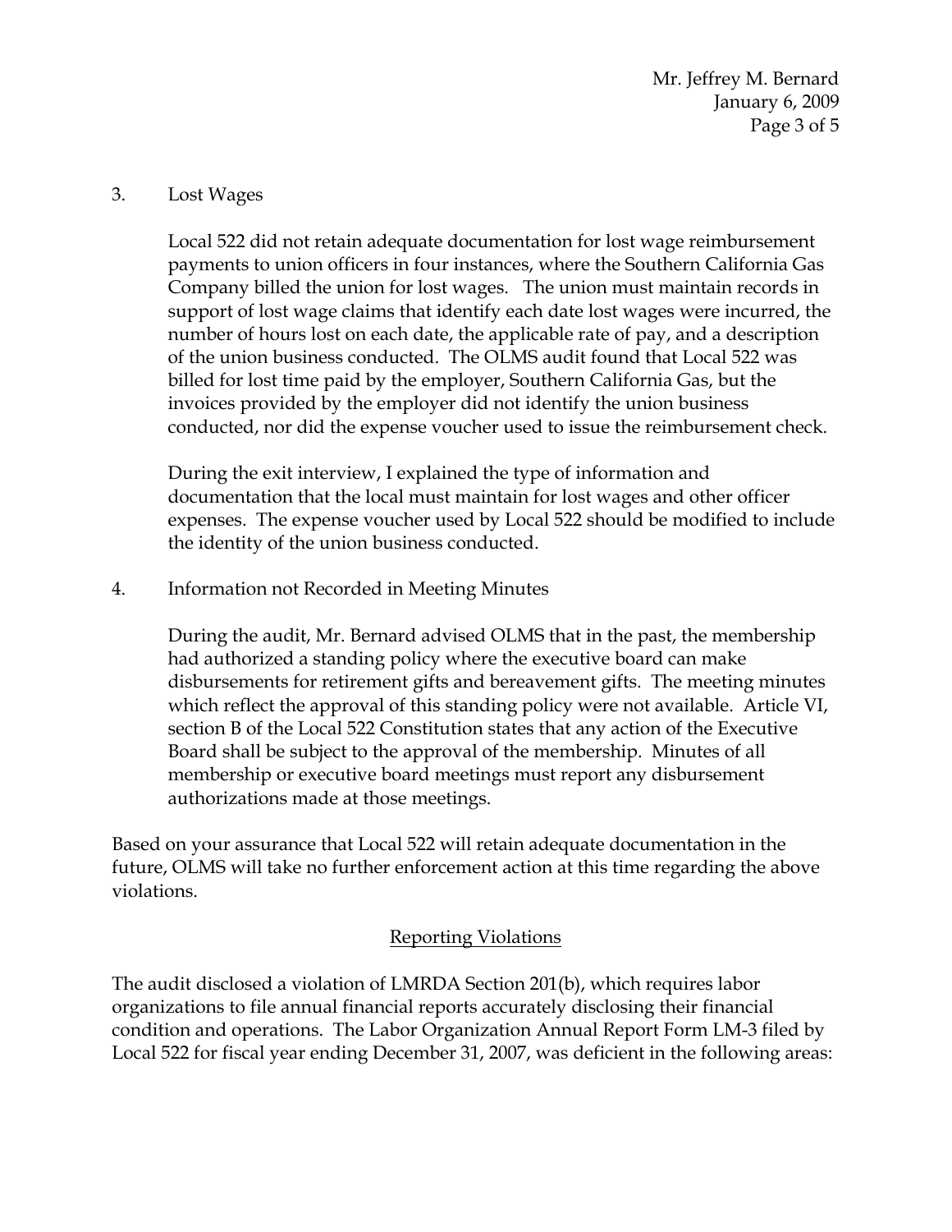3. Lost Wages

   Local 522 did not retain adequate documentation for lost wage reimbursement payments to union officers in four instances, where the Southern California Gas Company billed the union for lost wages. The union must maintain records in support of lost wage claims that identify each date lost wages were incurred, the number of hours lost on each date, the applicable rate of pay, and a description of the union business conducted. The OLMS audit found that Local 522 was billed for lost time paid by the employer, Southern California Gas, but the invoices provided by the employer did not identify the union business conducted, nor did the expense voucher used to issue the reimbursement check.

   During the exit interview, I explained the type of information and documentation that the local must maintain for lost wages and other officer expenses. The expense voucher used by Local 522 should be modified to include the identity of the union business conducted.

4. Information not Recorded in Meeting Minutes

   During the audit, Mr. Bernard advised OLMS that in the past, the membership had authorized a standing policy where the executive board can make disbursements for retirement gifts and bereavement gifts. The meeting minutes which reflect the approval of this standing policy were not available. Article VI, section B of the Local 522 Constitution states that any action of the Executive Board shall be subject to the approval of the membership. Minutes of all membership or executive board meetings must report any disbursement authorizations made at those meetings.

Based on your assurance that Local 522 will retain adequate documentation in the future, OLMS will take no further enforcement action at this time regarding the above violations.

## Reporting Violations

The audit disclosed a violation of LMRDA Section 201(b), which requires labor organizations to file annual financial reports accurately disclosing their financial condition and operations. The Labor Organization Annual Report Form LM-3 filed by Local 522 for fiscal year ending December 31, 2007, was deficient in the following areas: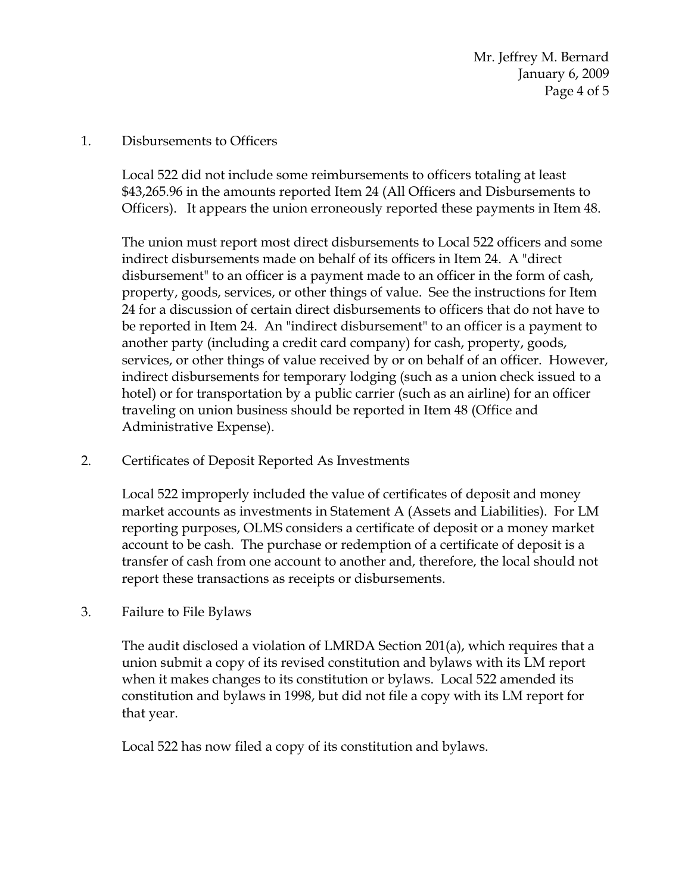1. Disbursements to Officers

   Local 522 did not include some reimbursements to officers totaling at least $43,265.96 in the amounts reported Item 24 (All Officers and Disbursements to Officers). It appears the union erroneously reported these payments in Item 48.

   The union must report most direct disbursements to Local 522 officers and some indirect disbursements made on behalf of its officers in Item 24. A "direct disbursement" to an officer is a payment made to an officer in the form of cash, property, goods, services, or other things of value. See the instructions for Item 24 for a discussion of certain direct disbursements to officers that do not have to be reported in Item 24. An "indirect disbursement" to an officer is a payment to another party (including a credit card company) for cash, property, goods, services, or other things of value received by or on behalf of an officer. However, indirect disbursements for temporary lodging (such as a union check issued to a hotel) or for transportation by a public carrier (such as an airline) for an officer traveling on union business should be reported in Item 48 (Office and Administrative Expense).

2. Certificates of Deposit Reported As Investments

   Local 522 improperly included the value of certificates of deposit and money market accounts as investments in Statement A (Assets and Liabilities). For LM reporting purposes, OLMS considers a certificate of deposit or a money market account to be cash. The purchase or redemption of a certificate of deposit is a transfer of cash from one account to another and, therefore, the local should not report these transactions as receipts or disbursements.

3. Failure to File Bylaws

   The audit disclosed a violation of LMRDA Section 201(a), which requires that a union submit a copy of its revised constitution and bylaws with its LM report when it makes changes to its constitution or bylaws. Local 522 amended its constitution and bylaws in 1998, but did not file a copy with its LM report for that year.

   Local 522 has now filed a copy of its constitution and bylaws.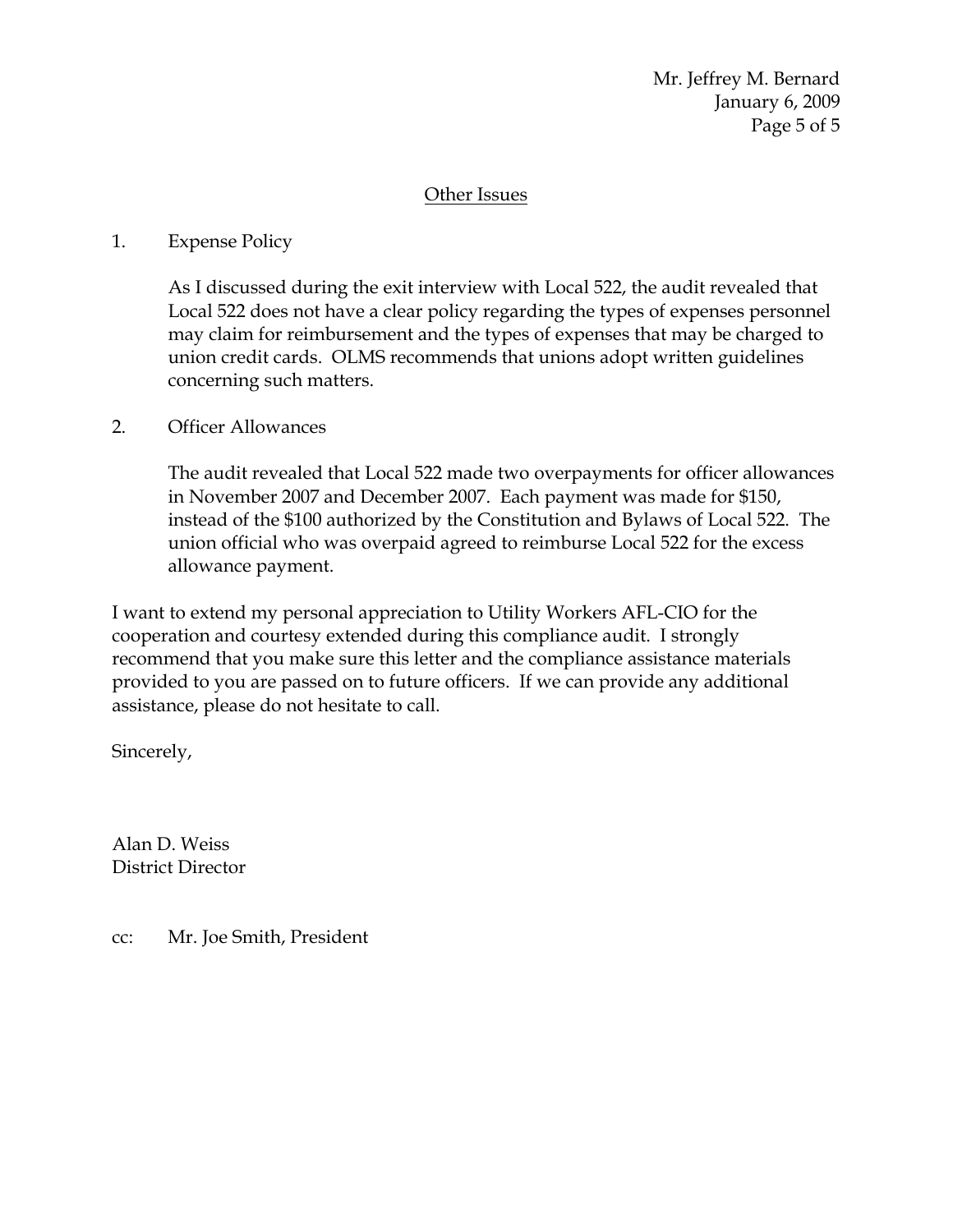## Other Issues

1. Expense Policy

   As I discussed during the exit interview with Local 522, the audit revealed that Local 522 does not have a clear policy regarding the types of expenses personnel may claim for reimbursement and the types of expenses that may be charged to union credit cards. OLMS recommends that unions adopt written guidelines concerning such matters.

2. Officer Allowances

   The audit revealed that Local 522 made two overpayments for officer allowances in November 2007 and December 2007. Each payment was made for $150, instead of the $100 authorized by the Constitution and Bylaws of Local 522. The union official who was overpaid agreed to reimburse Local 522 for the excess allowance payment.

I want to extend my personal appreciation to Utility Workers AFL-CIO for the cooperation and courtesy extended during this compliance audit. I strongly recommend that you make sure this letter and the compliance assistance materials provided to you are passed on to future officers. If we can provide any additional assistance, please do not hesitate to call.

Sincerely,

Alan D. Weiss
District Director

cc: Mr. Joe Smith, President